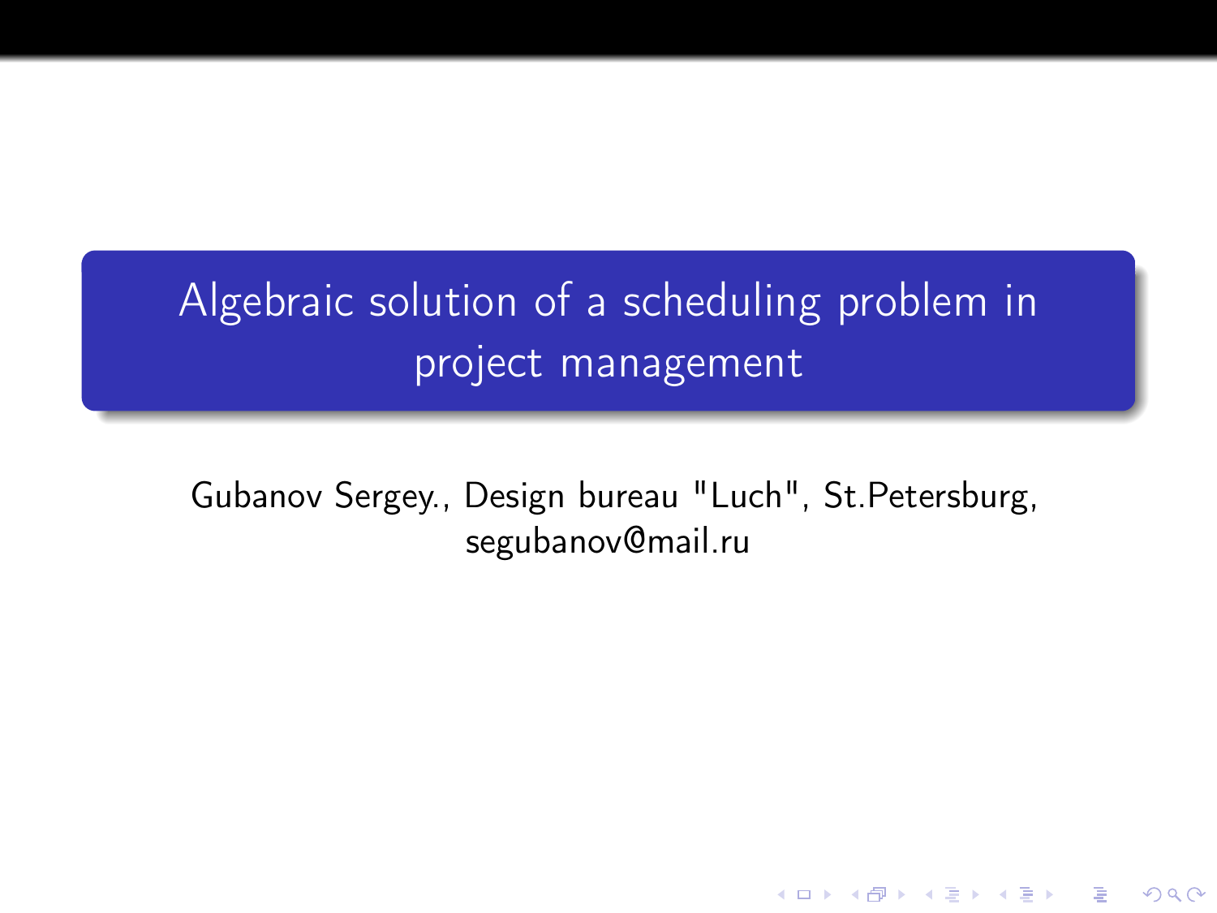# Algebraic solution of a scheduling problem in project management

Gubanov Sergey., Design bureau "Luch", St.Petersburg, segubanov@mail.ru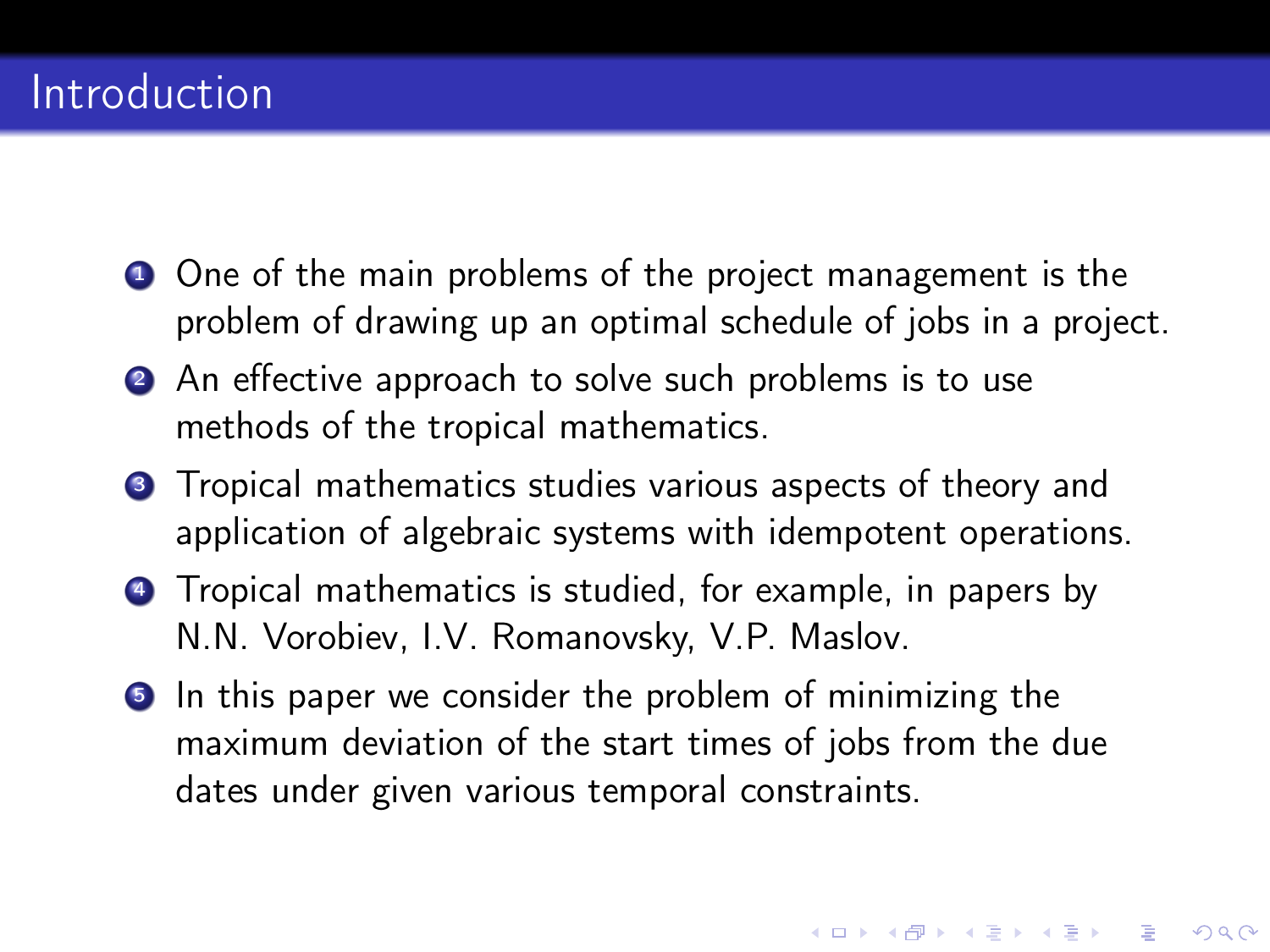# Introduction

1. One of the main problems of the project management is the problem of drawing up an optimal schedule of jobs in a project.
2. An effective approach to solve such problems is to use methods of the tropical mathematics.
3. Tropical mathematics studies various aspects of theory and application of algebraic systems with idempotent operations.
4. Tropical mathematics is studied, for example, in papers by N.N. Vorobiev, I.V. Romanovsky, V.P. Maslov.
5. In this paper we consider the problem of minimizing the maximum deviation of the start times of jobs from the due dates under given various temporal constraints.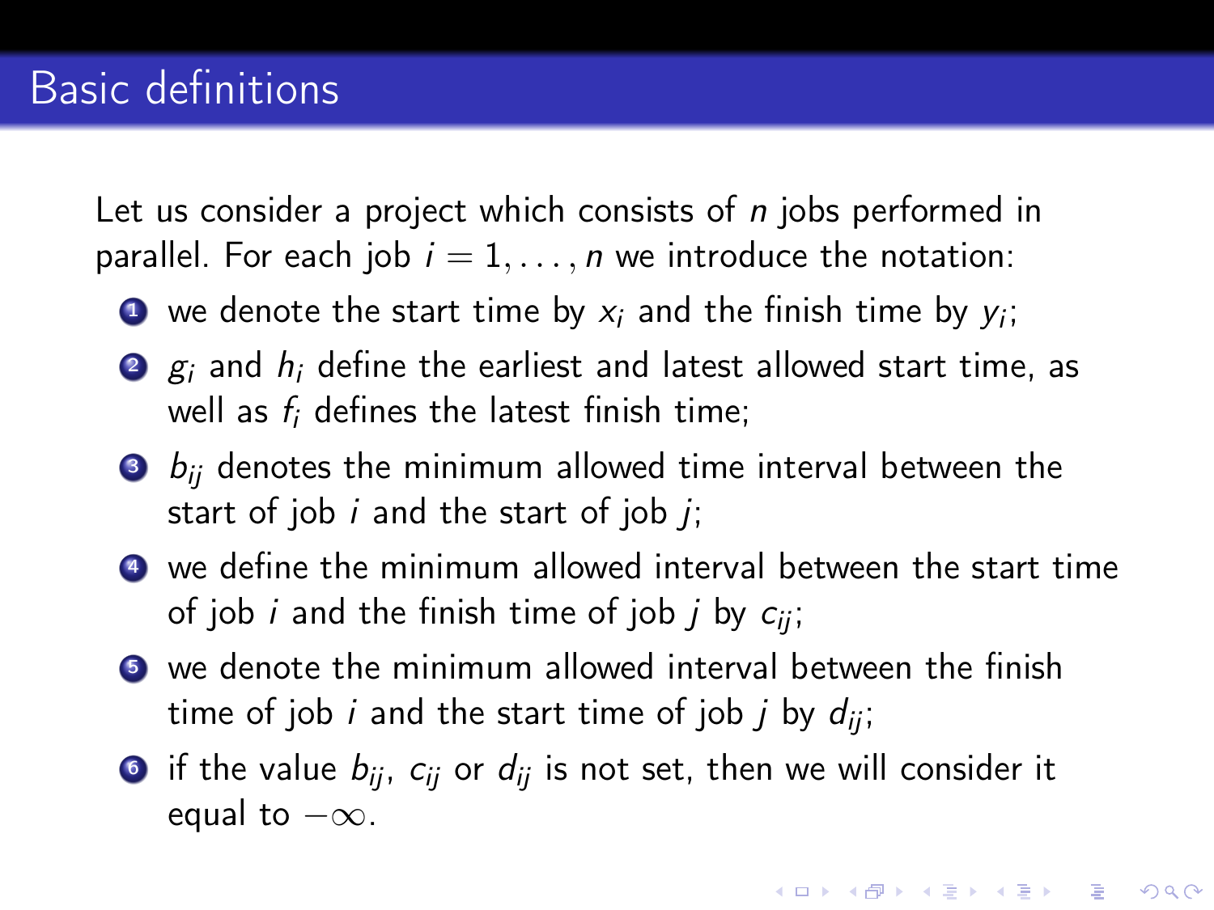# Basic definitions

Let us consider a project which consists of $n$ jobs performed in parallel. For each job $i = 1, \ldots, n$ we introduce the notation:

1. we denote the start time by $x_i$ and the finish time by $y_i$;
2. $g_i$ and $h_i$ define the earliest and latest allowed start time, as well as $f_i$ defines the latest finish time;
3. $b_{ij}$ denotes the minimum allowed time interval between the start of job $i$ and the start of job $j$;
4. we define the minimum allowed interval between the start time of job $i$ and the finish time of job $j$ by $c_{ij}$;
5. we denote the minimum allowed interval between the finish time of job $i$ and the start time of job $j$ by $d_{ij}$;
6. if the value $b_{ij}$, $c_{ij}$ or $d_{ij}$ is not set, then we will consider it equal to $-\infty$.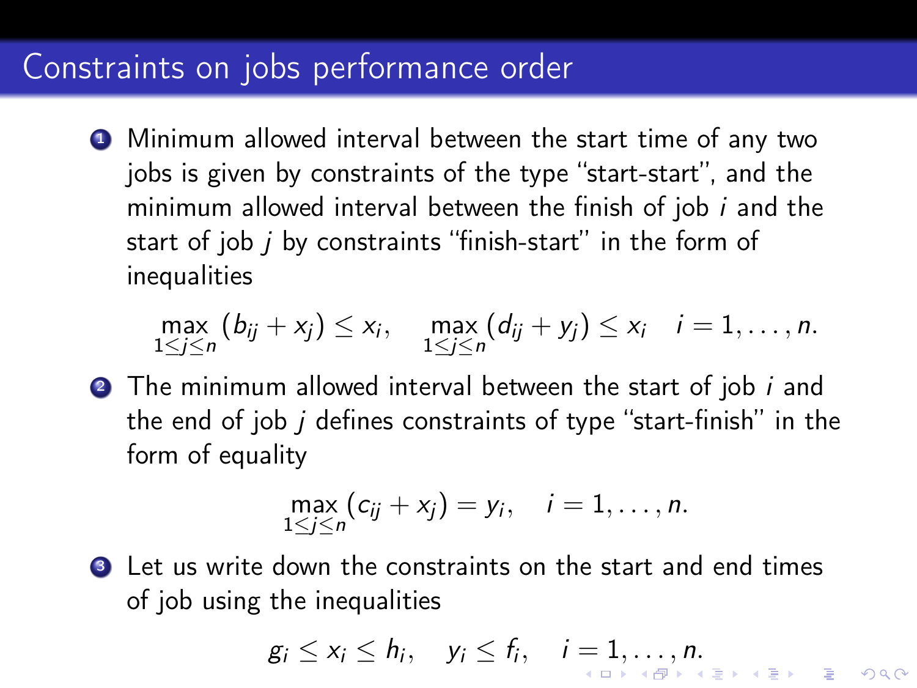# Constraints on jobs performance order

1. Minimum allowed interval between the start time of any two jobs is given by constraints of the type "start-start", and the minimum allowed interval between the finish of job $i$ and the start of job $j$ by constraints "finish-start" in the form of inequalities

$$\max_{1\leq j\leq n}(b_{ij}+x_j)\leq x_i, \quad \max_{1\leq j\leq n}(d_{ij}+y_j)\leq x_i \quad i=1,\ldots,n.$$

2. The minimum allowed interval between the start of job $i$ and the end of job $j$ defines constraints of type "start-finish" in the form of equality

$$\max_{1\leq j\leq n}(c_{ij}+x_j)=y_i, \quad i=1,\ldots,n.$$

3. Let us write down the constraints on the start and end times of job using the inequalities

$$g_i\leq x_i\leq h_i, \quad y_i\leq f_i, \quad i=1,\ldots,n.$$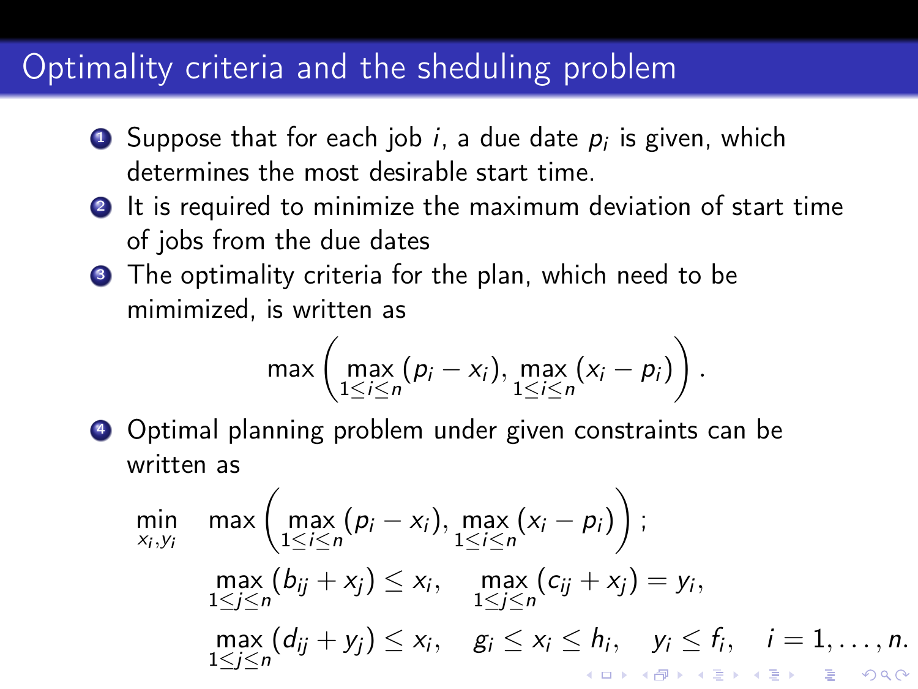# Optimality criteria and the sheduling problem

1. Suppose that for each job $i$, a due date $p_i$ is given, which determines the most desirable start time.
2. It is required to minimize the maximum deviation of start time of jobs from the due dates
3. The optimality criteria for the plan, which need to be mimimized, is written as

$$\max\left(\max_{1\leq i\leq n}(p_i - x_i), \max_{1\leq i\leq n}(x_i - p_i)\right).$$

4. Optimal planning problem under given constraints can be written as

$$\begin{aligned}
\min_{x_i, y_i} \quad & \max\left(\max_{1\leq i\leq n}(p_i - x_i), \max_{1\leq i\leq n}(x_i - p_i)\right); \\
& \max_{1\leq j\leq n}(b_{ij} + x_j) \leq x_i, \quad \max_{1\leq j\leq n}(c_{ij} + x_j) = y_i, \\
& \max_{1\leq j\leq n}(d_{ij} + y_j) \leq x_i, \quad g_i \leq x_i \leq h_i, \quad y_i \leq f_i, \quad i = 1, \ldots, n.
\end{aligned}$$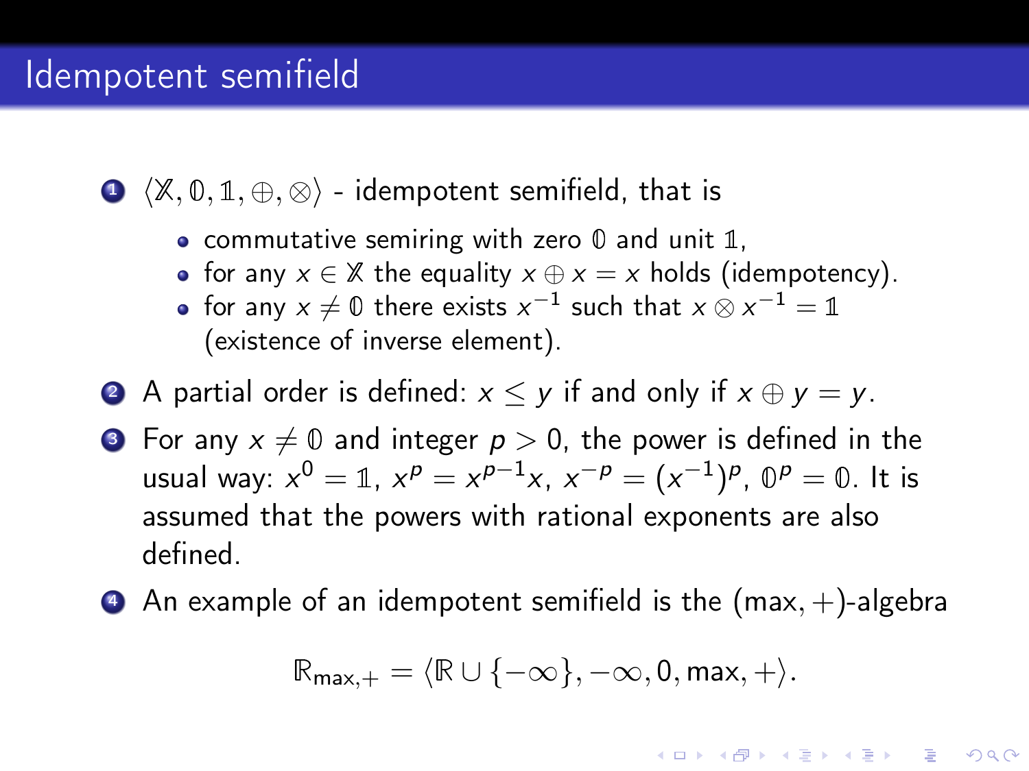# Idempotent semifield

1. $\langle \mathbb{X}, \mathbb{0}, \mathbb{1}, \oplus, \otimes \rangle$ - idempotent semifield, that is
   - commutative semiring with zero $\mathbb{0}$ and unit $\mathbb{1}$,
   - for any $x \in \mathbb{X}$ the equality $x \oplus x = x$ holds (idempotency).
   - for any $x \neq \mathbb{0}$ there exists $x^{-1}$ such that $x \otimes x^{-1} = \mathbb{1}$ (existence of inverse element).
2. A partial order is defined: $x \leq y$ if and only if $x \oplus y = y$.
3. For any $x \neq \mathbb{0}$ and integer $p > 0$, the power is defined in the usual way: $x^0 = \mathbb{1}$, $x^p = x^{p-1}x$, $x^{-p} = (x^{-1})^p$, $\mathbb{0}^p = \mathbb{0}$. It is assumed that the powers with rational exponents are also defined.
4. An example of an idempotent semifield is the $(\max, +)$-algebra

$$\mathbb{R}_{\max,+} = \langle \mathbb{R} \cup \{-\infty\}, -\infty, 0, \max, + \rangle.$$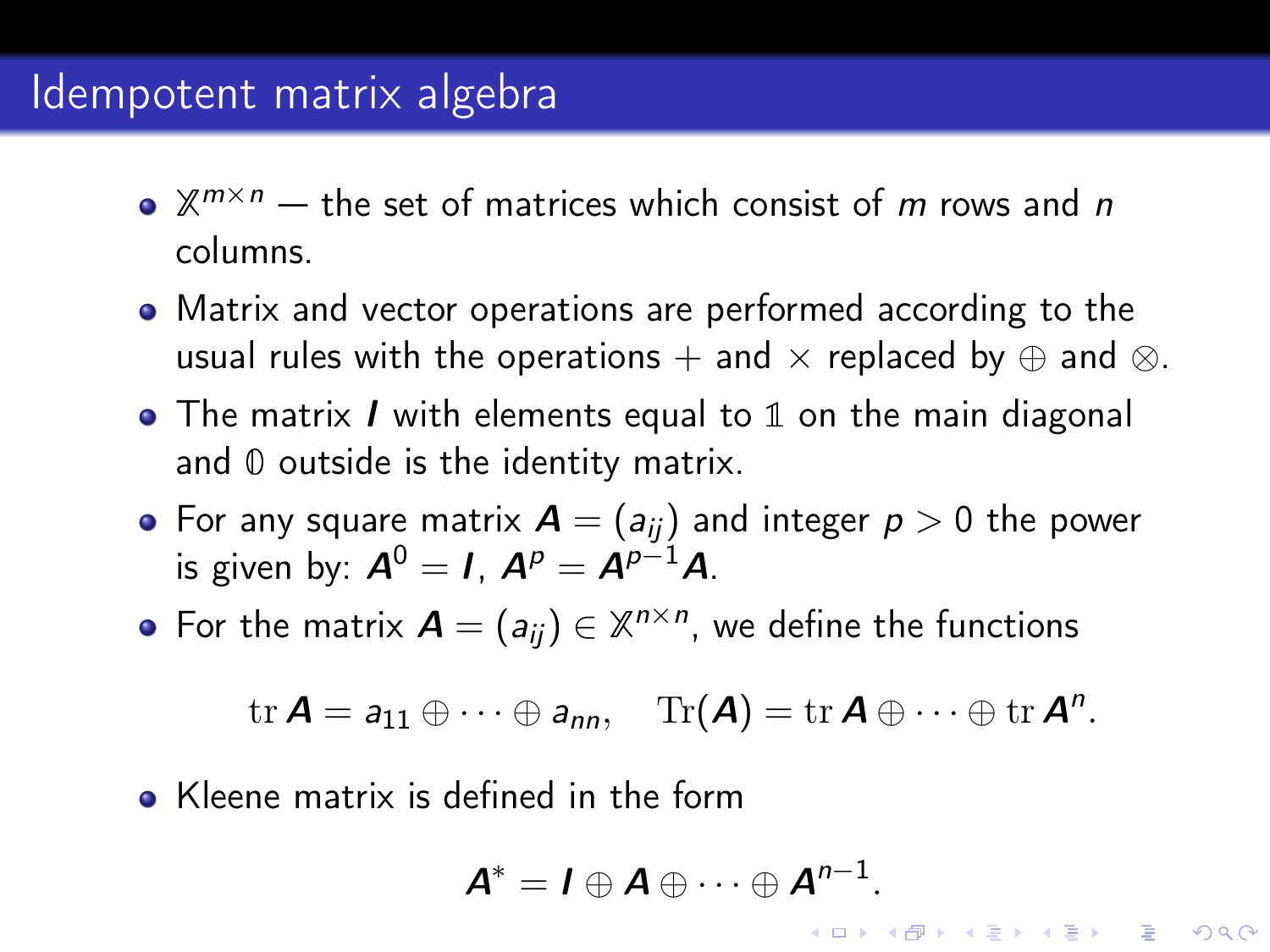# Idempotent matrix algebra

- $\mathbb{X}^{m\times n}$ — the set of matrices which consist of $m$ rows and $n$ columns.
- Matrix and vector operations are performed according to the usual rules with the operations $+$ and $\times$ replaced by $\oplus$ and $\otimes$.
- The matrix $\boldsymbol{I}$ with elements equal to $\mathbb{1}$ on the main diagonal and $\mathbb{0}$ outside is the identity matrix.
- For any square matrix $\boldsymbol{A} = (a_{ij})$ and integer $p > 0$ the power is given by: $\boldsymbol{A}^0 = \boldsymbol{I}$, $\boldsymbol{A}^p = \boldsymbol{A}^{p-1}\boldsymbol{A}$.
- For the matrix $\boldsymbol{A} = (a_{ij}) \in \mathbb{X}^{n\times n}$, we define the functions

$$\operatorname{tr} \boldsymbol{A} = a_{11} \oplus \cdots \oplus a_{nn}, \quad \operatorname{Tr}(\boldsymbol{A}) = \operatorname{tr} \boldsymbol{A} \oplus \cdots \oplus \operatorname{tr} \boldsymbol{A}^n.$$

- Kleene matrix is defined in the form

$$\boldsymbol{A}^* = \boldsymbol{I} \oplus \boldsymbol{A} \oplus \cdots \oplus \boldsymbol{A}^{n-1}.$$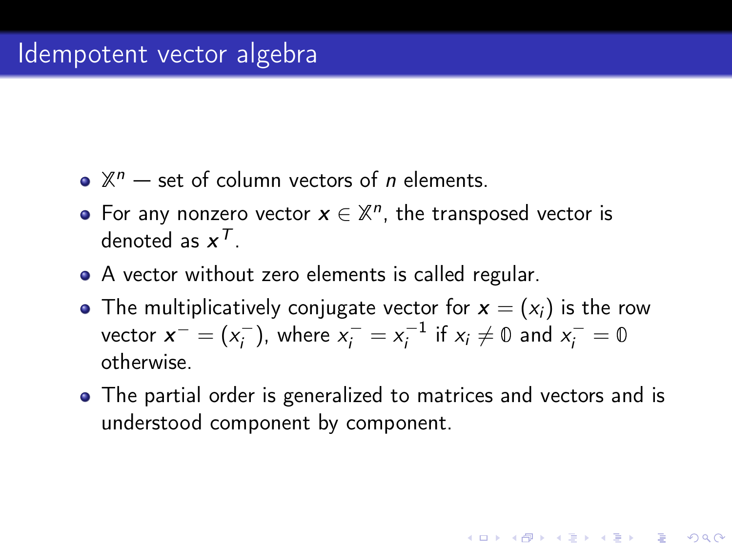# Idempotent vector algebra

- $\mathbb{X}^n$ — set of column vectors of $n$ elements.
- For any nonzero vector $\boldsymbol{x} \in \mathbb{X}^n$, the transposed vector is denoted as $\boldsymbol{x}^T$.
- A vector without zero elements is called regular.
- The multiplicatively conjugate vector for $\boldsymbol{x} = (x_i)$ is the row vector $\boldsymbol{x}^- = (x_i^-)$, where $x_i^- = x_i^{-1}$ if $x_i \neq \mathbb{0}$ and $x_i^- = \mathbb{0}$ otherwise.
- The partial order is generalized to matrices and vectors and is understood component by component.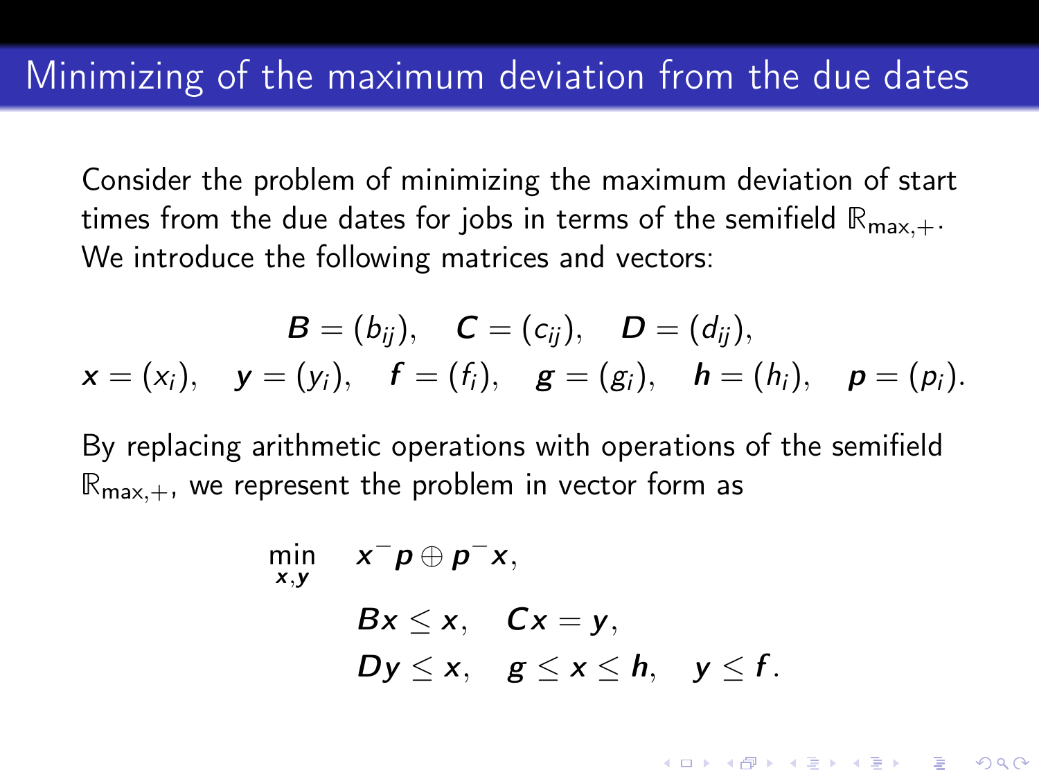## Minimizing of the maximum deviation from the due dates

Consider the problem of minimizing the maximum deviation of start times from the due dates for jobs in terms of the semifield $\mathbb{R}_{\max,+}$. We introduce the following matrices and vectors:

$$
\boldsymbol{B} = (b_{ij}), \quad \boldsymbol{C} = (c_{ij}), \quad \boldsymbol{D} = (d_{ij}),
$$

$$
\boldsymbol{x} = (x_i), \quad \boldsymbol{y} = (y_i), \quad \boldsymbol{f} = (f_i), \quad \boldsymbol{g} = (g_i), \quad \boldsymbol{h} = (h_i), \quad \boldsymbol{p} = (p_i).
$$

By replacing arithmetic operations with operations of the semifield $\mathbb{R}_{\max,+}$, we represent the problem in vector form as

$$
\begin{aligned}
\min_{\boldsymbol{x},\boldsymbol{y}} \quad & \boldsymbol{x}^{-}\boldsymbol{p} \oplus \boldsymbol{p}^{-}\boldsymbol{x}, \\
& \boldsymbol{B}\boldsymbol{x} \leq \boldsymbol{x}, \quad \boldsymbol{C}\boldsymbol{x} = \boldsymbol{y}, \\
& \boldsymbol{D}\boldsymbol{y} \leq \boldsymbol{x}, \quad \boldsymbol{g} \leq \boldsymbol{x} \leq \boldsymbol{h}, \quad \boldsymbol{y} \leq \boldsymbol{f}.
\end{aligned}
$$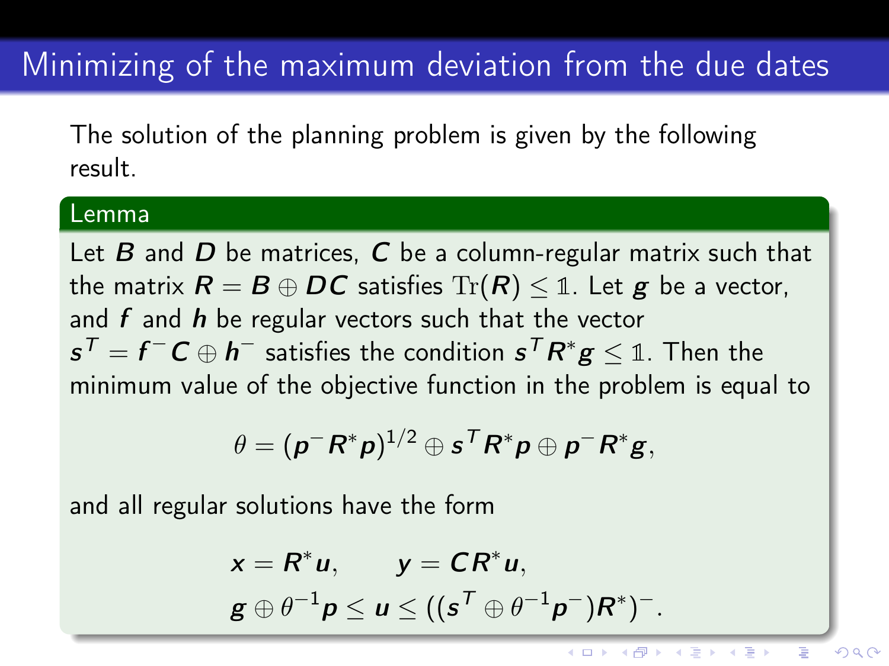# Minimizing of the maximum deviation from the due dates

The solution of the planning problem is given by the following result.

**Lemma**

Let $\boldsymbol{B}$ and $\boldsymbol{D}$ be matrices, $\boldsymbol{C}$ be a column-regular matrix such that the matrix $\boldsymbol{R} = \boldsymbol{B} \oplus \boldsymbol{D}\boldsymbol{C}$ satisfies $\mathrm{Tr}(\boldsymbol{R}) \leq \mathbb{1}$. Let $\boldsymbol{g}$ be a vector, and $\boldsymbol{f}$ and $\boldsymbol{h}$ be regular vectors such that the vector $\boldsymbol{s}^T = \boldsymbol{f}^{-}\boldsymbol{C} \oplus \boldsymbol{h}^{-}$ satisfies the condition $\boldsymbol{s}^T\boldsymbol{R}^{*}\boldsymbol{g} \leq \mathbb{1}$. Then the minimum value of the objective function in the problem is equal to

$$\theta = (\boldsymbol{p}^{-}\boldsymbol{R}^{*}\boldsymbol{p})^{1/2} \oplus \boldsymbol{s}^T\boldsymbol{R}^{*}\boldsymbol{p} \oplus \boldsymbol{p}^{-}\boldsymbol{R}^{*}\boldsymbol{g},$$

and all regular solutions have the form

$$\boldsymbol{x} = \boldsymbol{R}^{*}\boldsymbol{u}, \qquad \boldsymbol{y} = \boldsymbol{C}\boldsymbol{R}^{*}\boldsymbol{u},$$

$$\boldsymbol{g} \oplus \theta^{-1}\boldsymbol{p} \leq \boldsymbol{u} \leq ((\boldsymbol{s}^T \oplus \theta^{-1}\boldsymbol{p}^{-})\boldsymbol{R}^{*})^{-}.$$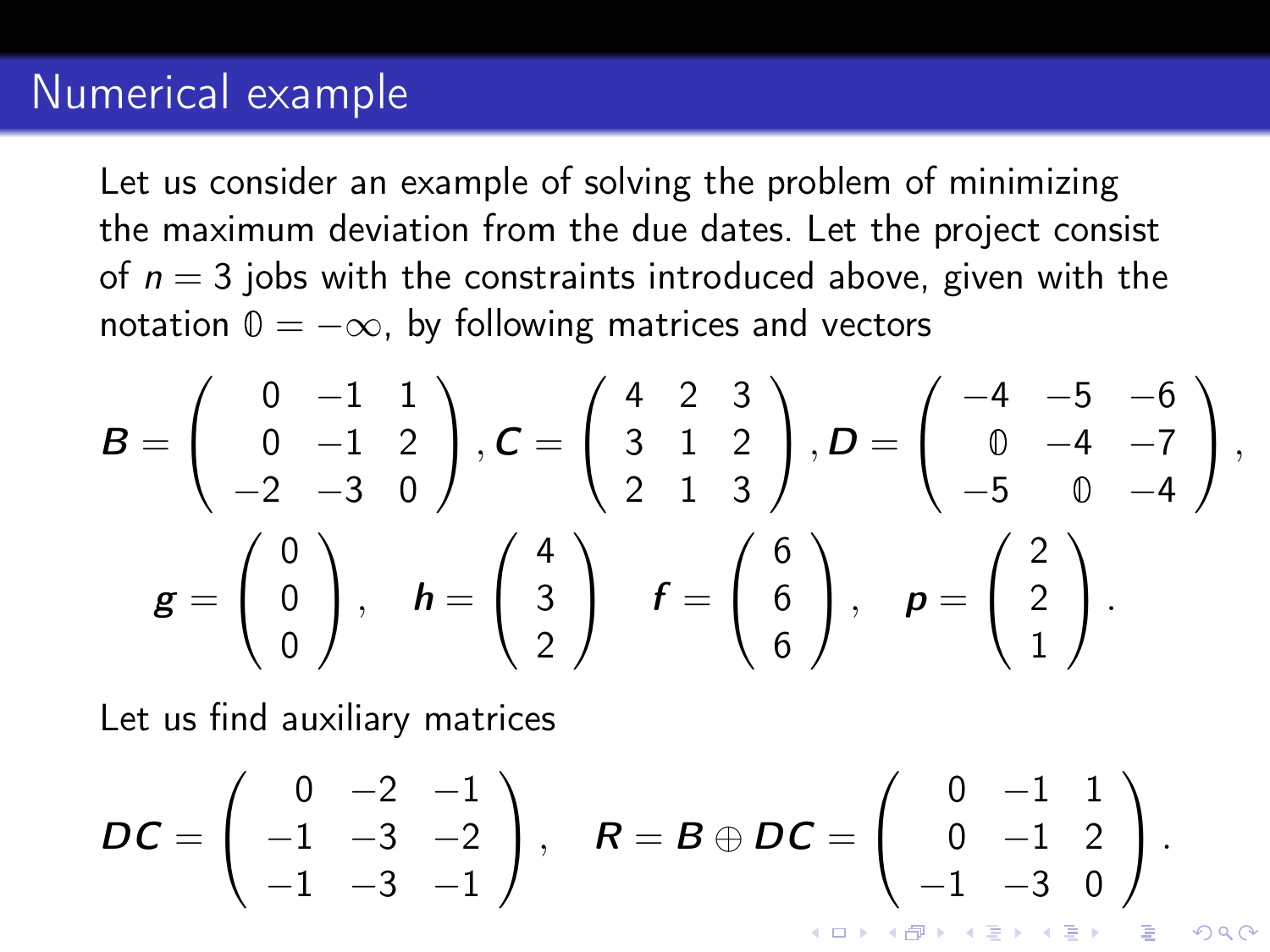# Numerical example

Let us consider an example of solving the problem of minimizing the maximum deviation from the due dates. Let the project consist of $n = 3$ jobs with the constraints introduced above, given with the notation $\mathbb{0} = -\infty$, by following matrices and vectors

$$
\boldsymbol{B} = \begin{pmatrix} 0 & -1 & 1 \\ 0 & -1 & 2 \\ -2 & -3 & 0 \end{pmatrix}, \boldsymbol{C} = \begin{pmatrix} 4 & 2 & 3 \\ 3 & 1 & 2 \\ 2 & 1 & 3 \end{pmatrix}, \boldsymbol{D} = \begin{pmatrix} -4 & -5 & -6 \\ \mathbb{0} & -4 & -7 \\ -5 & \mathbb{0} & -4 \end{pmatrix},
$$

$$
\boldsymbol{g} = \begin{pmatrix} 0 \\ 0 \\ 0 \end{pmatrix}, \quad \boldsymbol{h} = \begin{pmatrix} 4 \\ 3 \\ 2 \end{pmatrix} \quad \boldsymbol{f} = \begin{pmatrix} 6 \\ 6 \\ 6 \end{pmatrix}, \quad \boldsymbol{p} = \begin{pmatrix} 2 \\ 2 \\ 1 \end{pmatrix}.
$$

Let us find auxiliary matrices

$$
\boldsymbol{DC} = \begin{pmatrix} 0 & -2 & -1 \\ -1 & -3 & -2 \\ -1 & -3 & -1 \end{pmatrix}, \quad \boldsymbol{R} = \boldsymbol{B} \oplus \boldsymbol{DC} = \begin{pmatrix} 0 & -1 & 1 \\ 0 & -1 & 2 \\ -1 & -3 & 0 \end{pmatrix}.
$$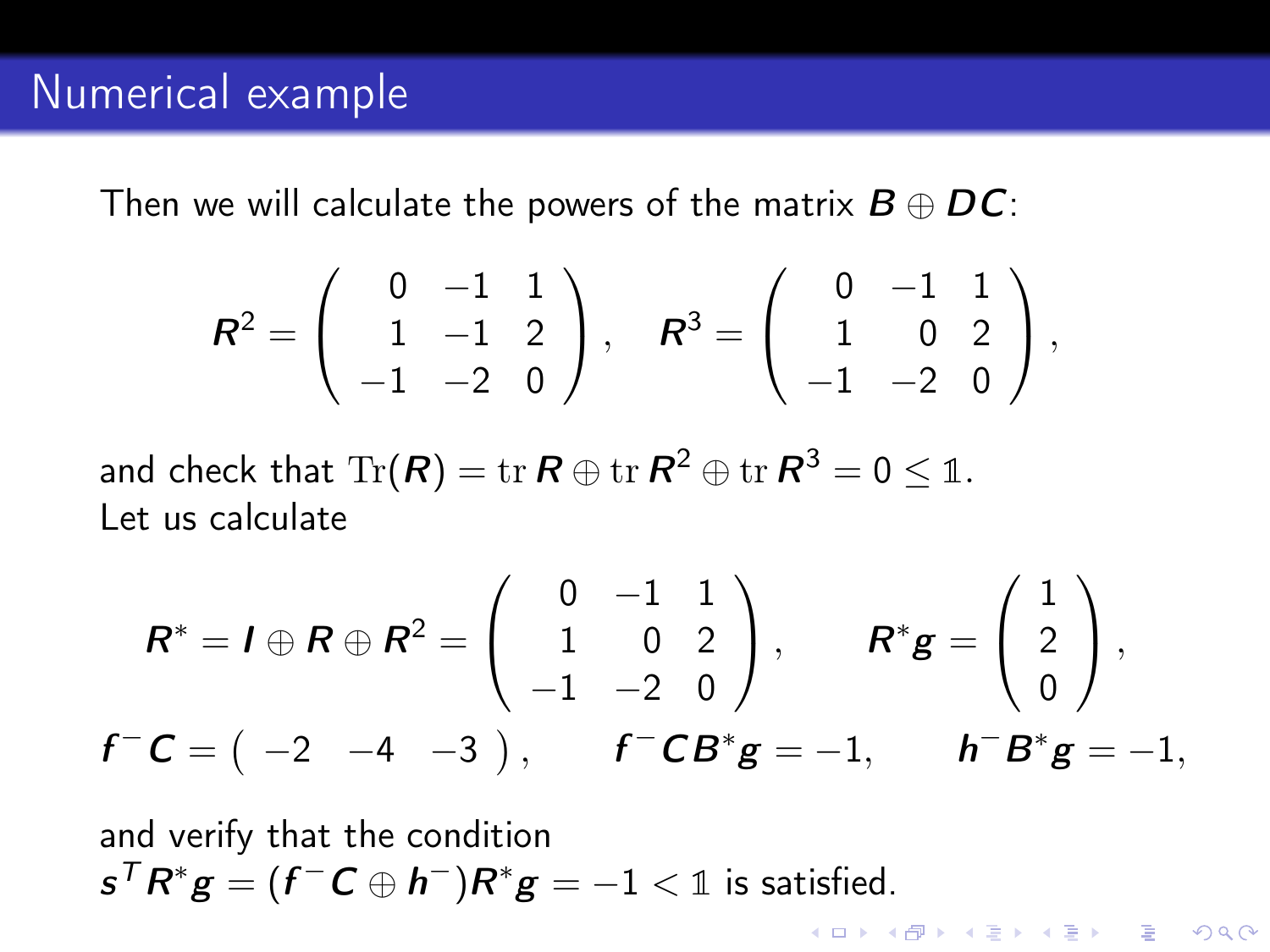# Numerical example

Then we will calculate the powers of the matrix $\boldsymbol{B} \oplus \boldsymbol{DC}$:

$$\boldsymbol{R}^2 = \begin{pmatrix} 0 & -1 & 1 \\ 1 & -1 & 2 \\ -1 & -2 & 0 \end{pmatrix}, \quad \boldsymbol{R}^3 = \begin{pmatrix} 0 & -1 & 1 \\ 1 & 0 & 2 \\ -1 & -2 & 0 \end{pmatrix},$$

and check that $\mathrm{Tr}(\boldsymbol{R}) = \mathrm{tr}\,\boldsymbol{R} \oplus \mathrm{tr}\,\boldsymbol{R}^2 \oplus \mathrm{tr}\,\boldsymbol{R}^3 = 0 \leq \mathbb{1}$.
Let us calculate

$$\boldsymbol{R}^* = \boldsymbol{I} \oplus \boldsymbol{R} \oplus \boldsymbol{R}^2 = \begin{pmatrix} 0 & -1 & 1 \\ 1 & 0 & 2 \\ -1 & -2 & 0 \end{pmatrix}, \qquad \boldsymbol{R}^*\boldsymbol{g} = \begin{pmatrix} 1 \\ 2 \\ 0 \end{pmatrix},$$

$$\boldsymbol{f}^-\boldsymbol{C} = \begin{pmatrix} -2 & -4 & -3 \end{pmatrix}, \qquad \boldsymbol{f}^-\boldsymbol{C}\boldsymbol{B}^*\boldsymbol{g} = -1, \qquad \boldsymbol{h}^-\boldsymbol{B}^*\boldsymbol{g} = -1,$$

and verify that the condition
$\boldsymbol{s}^T\boldsymbol{R}^*\boldsymbol{g} = (\boldsymbol{f}^-\boldsymbol{C} \oplus \boldsymbol{h}^-)\boldsymbol{R}^*\boldsymbol{g} = -1 < \mathbb{1}$ is satisfied.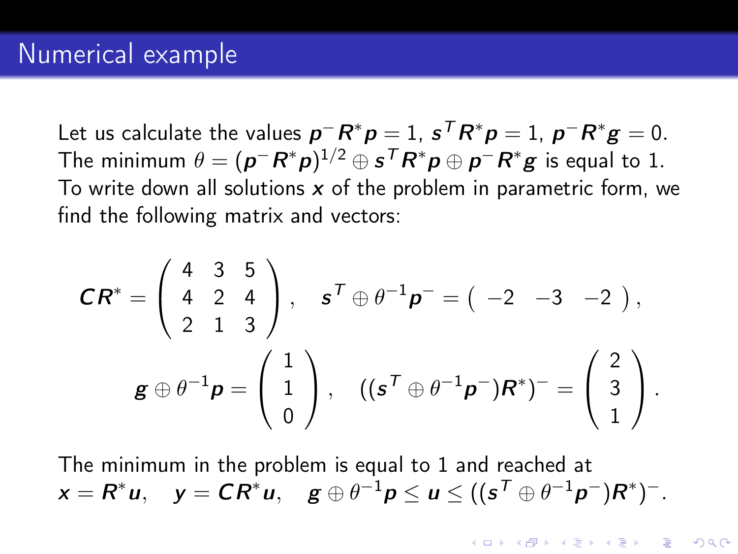# Numerical example

Let us calculate the values $\boldsymbol{p}^{-}\boldsymbol{R}^{*}\boldsymbol{p} = 1$, $\boldsymbol{s}^{T}\boldsymbol{R}^{*}\boldsymbol{p} = 1$, $\boldsymbol{p}^{-}\boldsymbol{R}^{*}\boldsymbol{g} = 0$. The minimum $\theta = (\boldsymbol{p}^{-}\boldsymbol{R}^{*}\boldsymbol{p})^{1/2} \oplus \boldsymbol{s}^{T}\boldsymbol{R}^{*}\boldsymbol{p} \oplus \boldsymbol{p}^{-}\boldsymbol{R}^{*}\boldsymbol{g}$ is equal to 1. To write down all solutions $\boldsymbol{x}$ of the problem in parametric form, we find the following matrix and vectors:

$$\boldsymbol{C}\boldsymbol{R}^{*} = \begin{pmatrix} 4 & 3 & 5 \\ 4 & 2 & 4 \\ 2 & 1 & 3 \end{pmatrix}, \quad \boldsymbol{s}^{T} \oplus \theta^{-1}\boldsymbol{p}^{-} = \begin{pmatrix} -2 & -3 & -2 \end{pmatrix},$$

$$\boldsymbol{g} \oplus \theta^{-1}\boldsymbol{p} = \begin{pmatrix} 1 \\ 1 \\ 0 \end{pmatrix}, \quad ((\boldsymbol{s}^{T} \oplus \theta^{-1}\boldsymbol{p}^{-})\boldsymbol{R}^{*})^{-} = \begin{pmatrix} 2 \\ 3 \\ 1 \end{pmatrix}.$$

The minimum in the problem is equal to 1 and reached at

$$\boldsymbol{x} = \boldsymbol{R}^{*}\boldsymbol{u}, \quad \boldsymbol{y} = \boldsymbol{C}\boldsymbol{R}^{*}\boldsymbol{u}, \quad \boldsymbol{g} \oplus \theta^{-1}\boldsymbol{p} \leq \boldsymbol{u} \leq ((\boldsymbol{s}^{T} \oplus \theta^{-1}\boldsymbol{p}^{-})\boldsymbol{R}^{*})^{-}.$$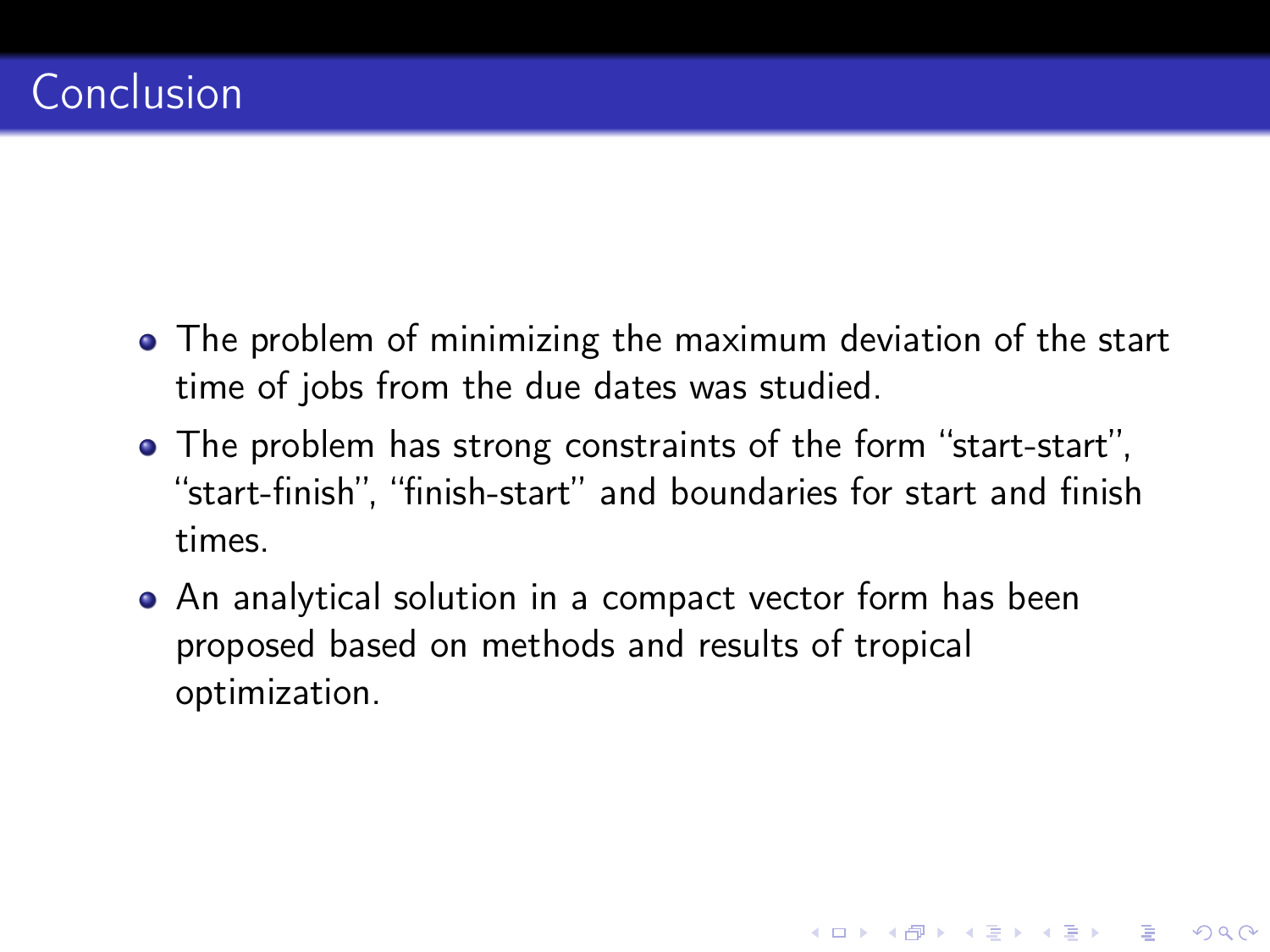# Conclusion

- The problem of minimizing the maximum deviation of the start time of jobs from the due dates was studied.
- The problem has strong constraints of the form "start-start", "start-finish", "finish-start" and boundaries for start and finish times.
- An analytical solution in a compact vector form has been proposed based on methods and results of tropical optimization.